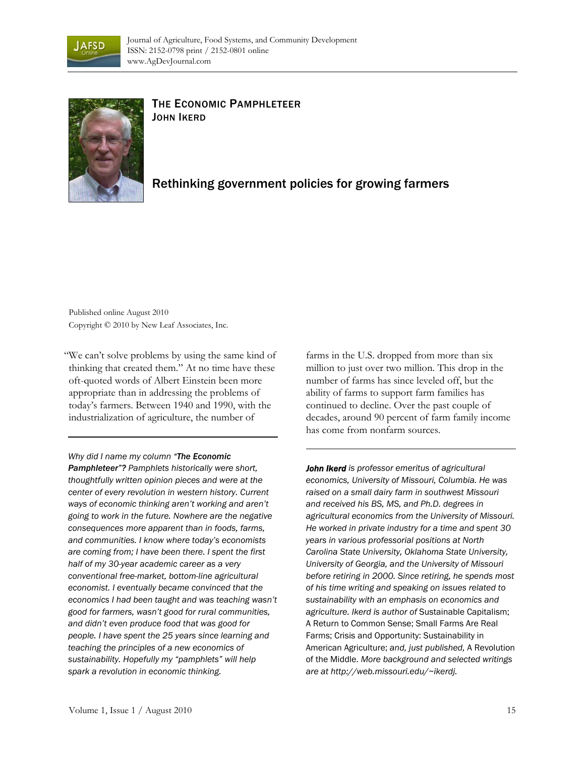Journal of Agriculture, Food Systems, and Community Development
ISSN: 2152-0798 print / 2152-0801 online
www.AgDevJournal.com

# The Economic Pamphleteer

**John Ikerd**

## Rethinking government policies for growing farmers

Published online August 2010

Copyright © 2010 by New Leaf Associates, Inc.

"We can't solve problems by using the same kind of thinking that created them." At no time have these oft-quoted words of Albert Einstein been more appropriate than in addressing the problems of today's farmers. Between 1940 and 1990, with the industrialization of agriculture, the number of farms in the U.S. dropped from more than six million to just over two million. This drop in the number of farms has since leveled off, but the ability of farms to support farm families has continued to decline. Over the past couple of decades, around 90 percent of farm family income has come from nonfarm sources.

---

*Why did I name my column* ***"The Economic Pamphleteer"?*** *Pamphlets historically were short, thoughtfully written opinion pieces and were at the center of every revolution in western history. Current ways of economic thinking aren't working and aren't going to work in the future. Nowhere are the negative consequences more apparent than in foods, farms, and communities. I know where today's economists are coming from; I have been there. I spent the first half of my 30-year academic career as a very conventional free-market, bottom-line agricultural economist. I eventually became convinced that the economics I had been taught and was teaching wasn't good for farmers, wasn't good for rural communities, and didn't even produce food that was good for people. I have spent the 25 years since learning and teaching the principles of a new economics of sustainability. Hopefully my "pamphlets" will help spark a revolution in economic thinking.*

***John Ikerd*** *is professor emeritus of agricultural economics, University of Missouri, Columbia. He was raised on a small dairy farm in southwest Missouri and received his BS, MS, and Ph.D. degrees in agricultural economics from the University of Missouri. He worked in private industry for a time and spent 30 years in various professorial positions at North Carolina State University, Oklahoma State University, University of Georgia, and the University of Missouri before retiring in 2000. Since retiring, he spends most of his time writing and speaking on issues related to sustainability with an emphasis on economics and agriculture. Ikerd is author of* Sustainable Capitalism; A Return to Common Sense; Small Farms Are Real Farms; Crisis and Opportunity: Sustainability in American Agriculture; *and, just published,* A Revolution of the Middle. *More background and selected writings are at http://web.missouri.edu/~ikerdj.*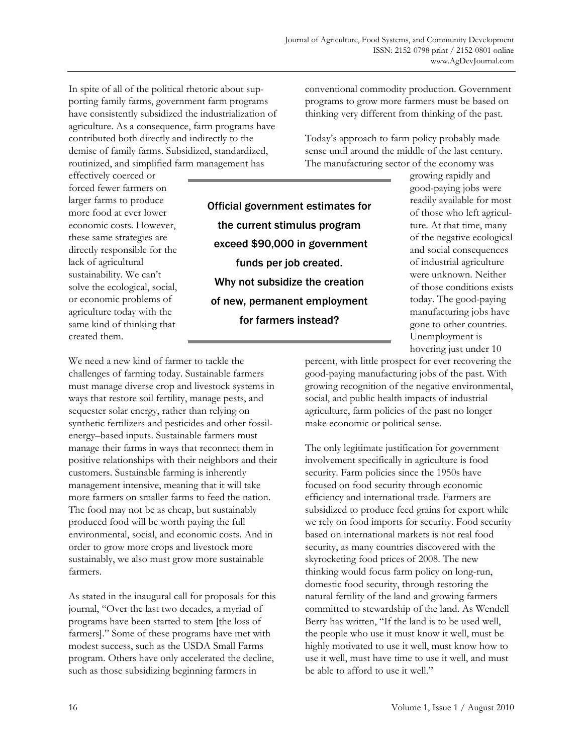In spite of all of the political rhetoric about supporting family farms, government farm programs have consistently subsidized the industrialization of agriculture. As a consequence, farm programs have contributed both directly and indirectly to the demise of family farms. Subsidized, standardized, routinized, and simplified farm management has effectively coerced or forced fewer farmers on larger farms to produce more food at ever lower economic costs. However, these same strategies are directly responsible for the lack of agricultural sustainability. We can't solve the ecological, social, or economic problems of agriculture today with the same kind of thinking that created them.

> Official government estimates for the current stimulus program exceed $90,000 in government funds per job created. Why not subsidize the creation of new, permanent employment for farmers instead?

We need a new kind of farmer to tackle the challenges of farming today. Sustainable farmers must manage diverse crop and livestock systems in ways that restore soil fertility, manage pests, and sequester solar energy, rather than relying on synthetic fertilizers and pesticides and other fossil-energy–based inputs. Sustainable farmers must manage their farms in ways that reconnect them in positive relationships with their neighbors and their customers. Sustainable farming is inherently management intensive, meaning that it will take more farmers on smaller farms to feed the nation. The food may not be as cheap, but sustainably produced food will be worth paying the full environmental, social, and economic costs. And in order to grow more crops and livestock more sustainably, we also must grow more sustainable farmers.

As stated in the inaugural call for proposals for this journal, "Over the last two decades, a myriad of programs have been started to stem [the loss of farmers]." Some of these programs have met with modest success, such as the USDA Small Farms program. Others have only accelerated the decline, such as those subsidizing beginning farmers in conventional commodity production. Government programs to grow more farmers must be based on thinking very different from thinking of the past.

Today's approach to farm policy probably made sense until around the middle of the last century. The manufacturing sector of the economy was growing rapidly and good-paying jobs were readily available for most of those who left agriculture. At that time, many of the negative ecological and social consequences of industrial agriculture were unknown. Neither of those conditions exists today. The good-paying manufacturing jobs have gone to other countries. Unemployment is hovering just under 10 percent, with little prospect for ever recovering the good-paying manufacturing jobs of the past. With growing recognition of the negative environmental, social, and public health impacts of industrial agriculture, farm policies of the past no longer make economic or political sense.

The only legitimate justification for government involvement specifically in agriculture is food security. Farm policies since the 1950s have focused on food security through economic efficiency and international trade. Farmers are subsidized to produce feed grains for export while we rely on food imports for security. Food security based on international markets is not real food security, as many countries discovered with the skyrocketing food prices of 2008. The new thinking would focus farm policy on long-run, domestic food security, through restoring the natural fertility of the land and growing farmers committed to stewardship of the land. As Wendell Berry has written, "If the land is to be used well, the people who use it must know it well, must be highly motivated to use it well, must know how to use it well, must have time to use it well, and must be able to afford to use it well."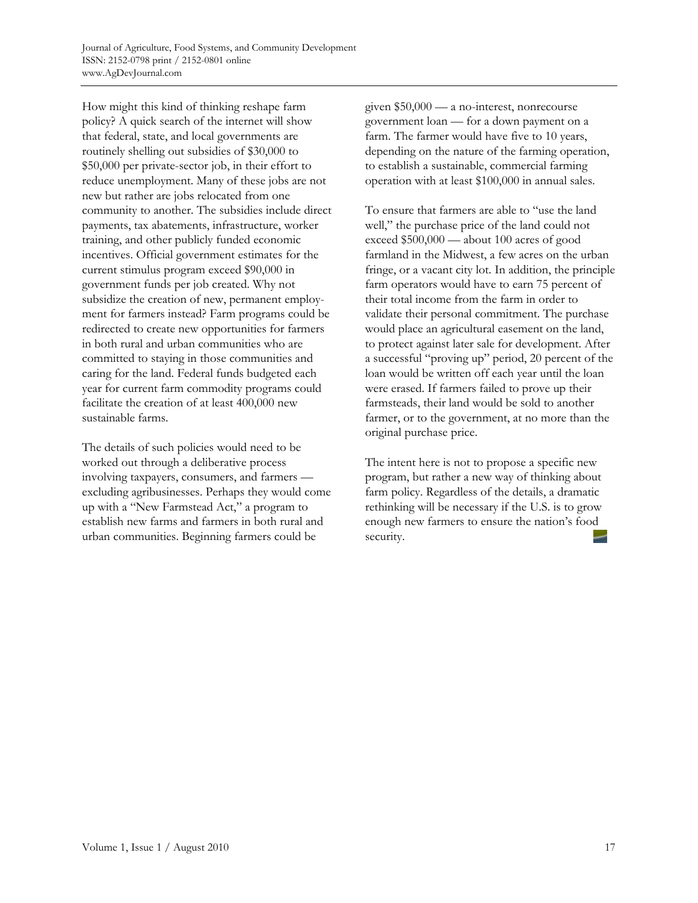How might this kind of thinking reshape farm policy? A quick search of the internet will show that federal, state, and local governments are routinely shelling out subsidies of $30,000 to $50,000 per private-sector job, in their effort to reduce unemployment. Many of these jobs are not new but rather are jobs relocated from one community to another. The subsidies include direct payments, tax abatements, infrastructure, worker training, and other publicly funded economic incentives. Official government estimates for the current stimulus program exceed $90,000 in government funds per job created. Why not subsidize the creation of new, permanent employment for farmers instead? Farm programs could be redirected to create new opportunities for farmers in both rural and urban communities who are committed to staying in those communities and caring for the land. Federal funds budgeted each year for current farm commodity programs could facilitate the creation of at least 400,000 new sustainable farms.

The details of such policies would need to be worked out through a deliberative process involving taxpayers, consumers, and farmers — excluding agribusinesses. Perhaps they would come up with a "New Farmstead Act," a program to establish new farms and farmers in both rural and urban communities. Beginning farmers could be given $50,000 — a no-interest, nonrecourse government loan — for a down payment on a farm. The farmer would have five to 10 years, depending on the nature of the farming operation, to establish a sustainable, commercial farming operation with at least $100,000 in annual sales.

To ensure that farmers are able to "use the land well," the purchase price of the land could not exceed $500,000 — about 100 acres of good farmland in the Midwest, a few acres on the urban fringe, or a vacant city lot. In addition, the principle farm operators would have to earn 75 percent of their total income from the farm in order to validate their personal commitment. The purchase would place an agricultural easement on the land, to protect against later sale for development. After a successful "proving up" period, 20 percent of the loan would be written off each year until the loan were erased. If farmers failed to prove up their farmsteads, their land would be sold to another farmer, or to the government, at no more than the original purchase price.

The intent here is not to propose a specific new program, but rather a new way of thinking about farm policy. Regardless of the details, a dramatic rethinking will be necessary if the U.S. is to grow enough new farmers to ensure the nation's food security.